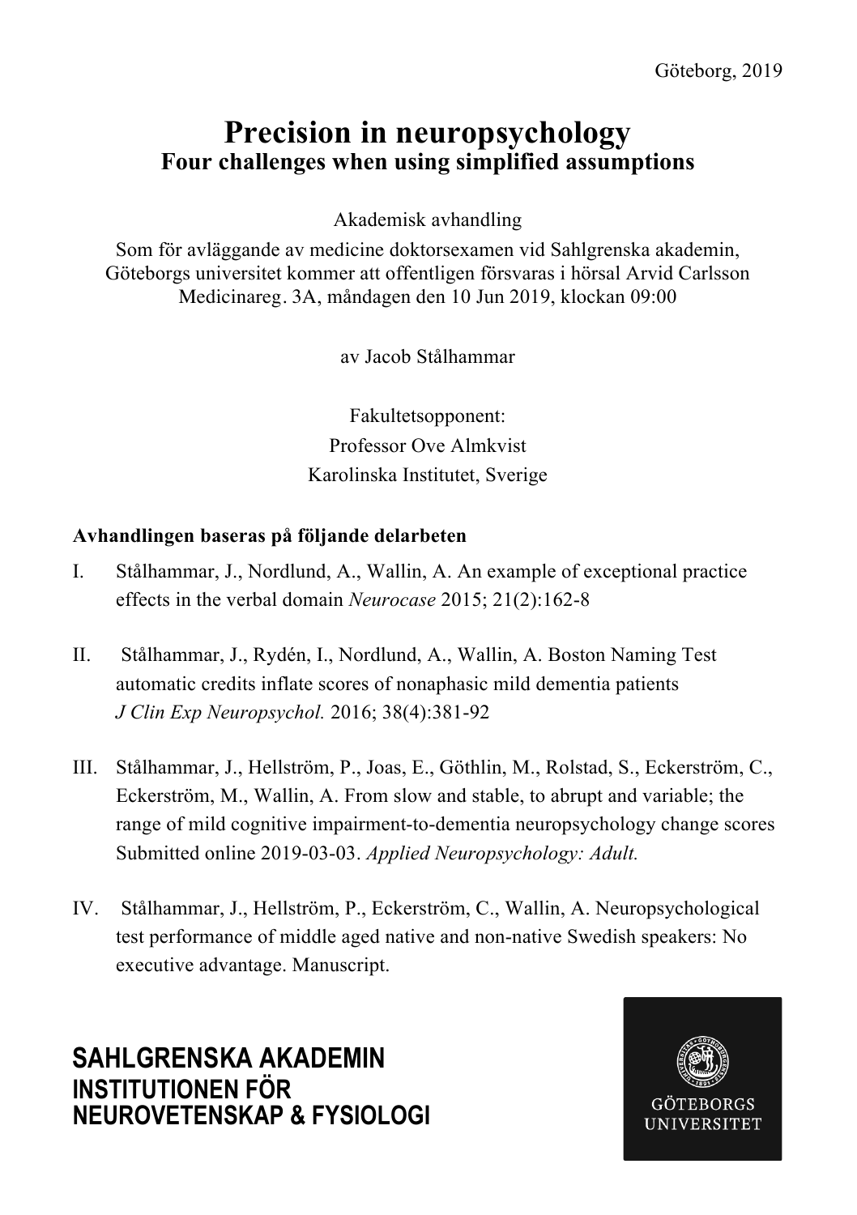Göteborg, 2019

# Precision in neuropsychology

## Four challenges when using simplified assumptions

Akademisk avhandling

Som för avläggande av medicine doktorsexamen vid Sahlgrenska akademin, Göteborgs universitet kommer att offentligen försvaras i hörsal Arvid Carlsson Medicinareg. 3A, måndagen den 10 Jun 2019, klockan 09:00

av Jacob Stålhammar

Fakultetsopponent:
Professor Ove Almkvist
Karolinska Institutet, Sverige

**Avhandlingen baseras på följande delarbeten**

I. Stålhammar, J., Nordlund, A., Wallin, A. An example of exceptional practice effects in the verbal domain *Neurocase* 2015; 21(2):162-8

II. Stålhammar, J., Rydén, I., Nordlund, A., Wallin, A. Boston Naming Test automatic credits inflate scores of nonaphasic mild dementia patients *J Clin Exp Neuropsychol.* 2016; 38(4):381-92

III. Stålhammar, J., Hellström, P., Joas, E., Göthlin, M., Rolstad, S., Eckerström, C., Eckerström, M., Wallin, A. From slow and stable, to abrupt and variable; the range of mild cognitive impairment-to-dementia neuropsychology change scores Submitted online 2019-03-03. *Applied Neuropsychology: Adult.*

IV. Stålhammar, J., Hellström, P., Eckerström, C., Wallin, A. Neuropsychological test performance of middle aged native and non-native Swedish speakers: No executive advantage. Manuscript.

**SAHLGRENSKA AKADEMIN**
**INSTITUTIONEN FÖR NEUROVETENSKAP & FYSIOLOGI**

GÖTEBORGS UNIVERSITET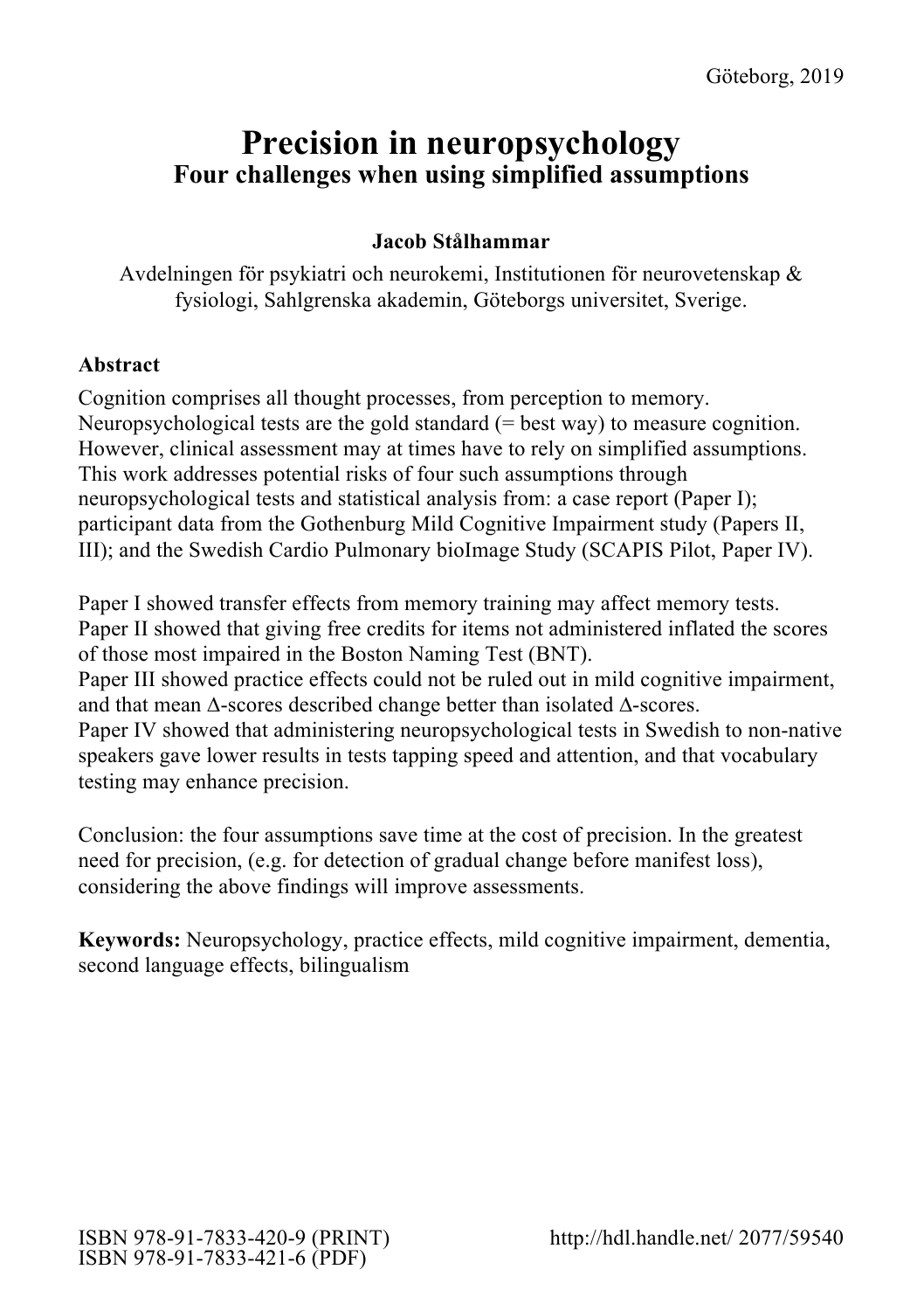Göteborg, 2019

# Precision in neuropsychology
## Four challenges when using simplified assumptions

**Jacob Stålhammar**

Avdelningen för psykiatri och neurokemi, Institutionen för neurovetenskap & fysiologi, Sahlgrenska akademin, Göteborgs universitet, Sverige.

**Abstract**

Cognition comprises all thought processes, from perception to memory. Neuropsychological tests are the gold standard (= best way) to measure cognition. However, clinical assessment may at times have to rely on simplified assumptions. This work addresses potential risks of four such assumptions through neuropsychological tests and statistical analysis from: a case report (Paper I); participant data from the Gothenburg Mild Cognitive Impairment study (Papers II, III); and the Swedish Cardio Pulmonary bioImage Study (SCAPIS Pilot, Paper IV).

Paper I showed transfer effects from memory training may affect memory tests.
Paper II showed that giving free credits for items not administered inflated the scores of those most impaired in the Boston Naming Test (BNT).
Paper III showed practice effects could not be ruled out in mild cognitive impairment, and that mean Δ-scores described change better than isolated Δ-scores.
Paper IV showed that administering neuropsychological tests in Swedish to non-native speakers gave lower results in tests tapping speed and attention, and that vocabulary testing may enhance precision.

Conclusion: the four assumptions save time at the cost of precision. In the greatest need for precision, (e.g. for detection of gradual change before manifest loss), considering the above findings will improve assessments.

**Keywords:** Neuropsychology, practice effects, mild cognitive impairment, dementia, second language effects, bilingualism

ISBN 978-91-7833-420-9 (PRINT)
ISBN 978-91-7833-421-6 (PDF)

http://hdl.handle.net/ 2077/59540